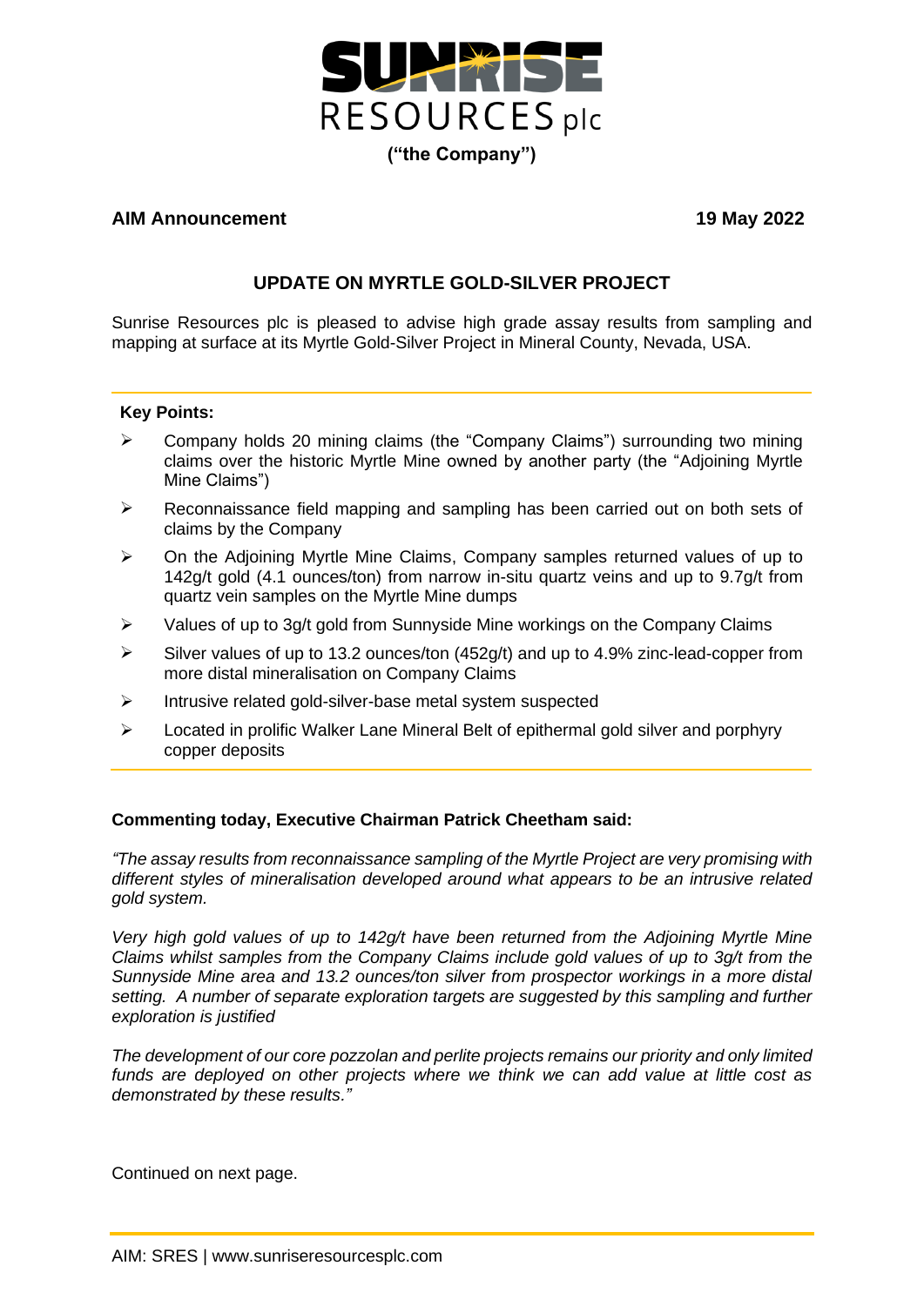**SUNRISE RESOURCES plc**

**("the Company")**

**AIM Announcement** **19 May 2022**

## UPDATE ON MYRTLE GOLD-SILVER PROJECT

Sunrise Resources plc is pleased to advise high grade assay results from sampling and mapping at surface at its Myrtle Gold-Silver Project in Mineral County, Nevada, USA.

**Key Points:**

- Company holds 20 mining claims (the "Company Claims") surrounding two mining claims over the historic Myrtle Mine owned by another party (the "Adjoining Myrtle Mine Claims")
- Reconnaissance field mapping and sampling has been carried out on both sets of claims by the Company
- On the Adjoining Myrtle Mine Claims, Company samples returned values of up to 142g/t gold (4.1 ounces/ton) from narrow in-situ quartz veins and up to 9.7g/t from quartz vein samples on the Myrtle Mine dumps
- Values of up to 3g/t gold from Sunnyside Mine workings on the Company Claims
- Silver values of up to 13.2 ounces/ton (452g/t) and up to 4.9% zinc-lead-copper from more distal mineralisation on Company Claims
- Intrusive related gold-silver-base metal system suspected
- Located in prolific Walker Lane Mineral Belt of epithermal gold silver and porphyry copper deposits

**Commenting today, Executive Chairman Patrick Cheetham said:**

*"The assay results from reconnaissance sampling of the Myrtle Project are very promising with different styles of mineralisation developed around what appears to be an intrusive related gold system.*

*Very high gold values of up to 142g/t have been returned from the Adjoining Myrtle Mine Claims whilst samples from the Company Claims include gold values of up to 3g/t from the Sunnyside Mine area and 13.2 ounces/ton silver from prospector workings in a more distal setting. A number of separate exploration targets are suggested by this sampling and further exploration is justified*

*The development of our core pozzolan and perlite projects remains our priority and only limited funds are deployed on other projects where we think we can add value at little cost as demonstrated by these results."*

Continued on next page.

AIM: SRES | www.sunriseresourcesplc.com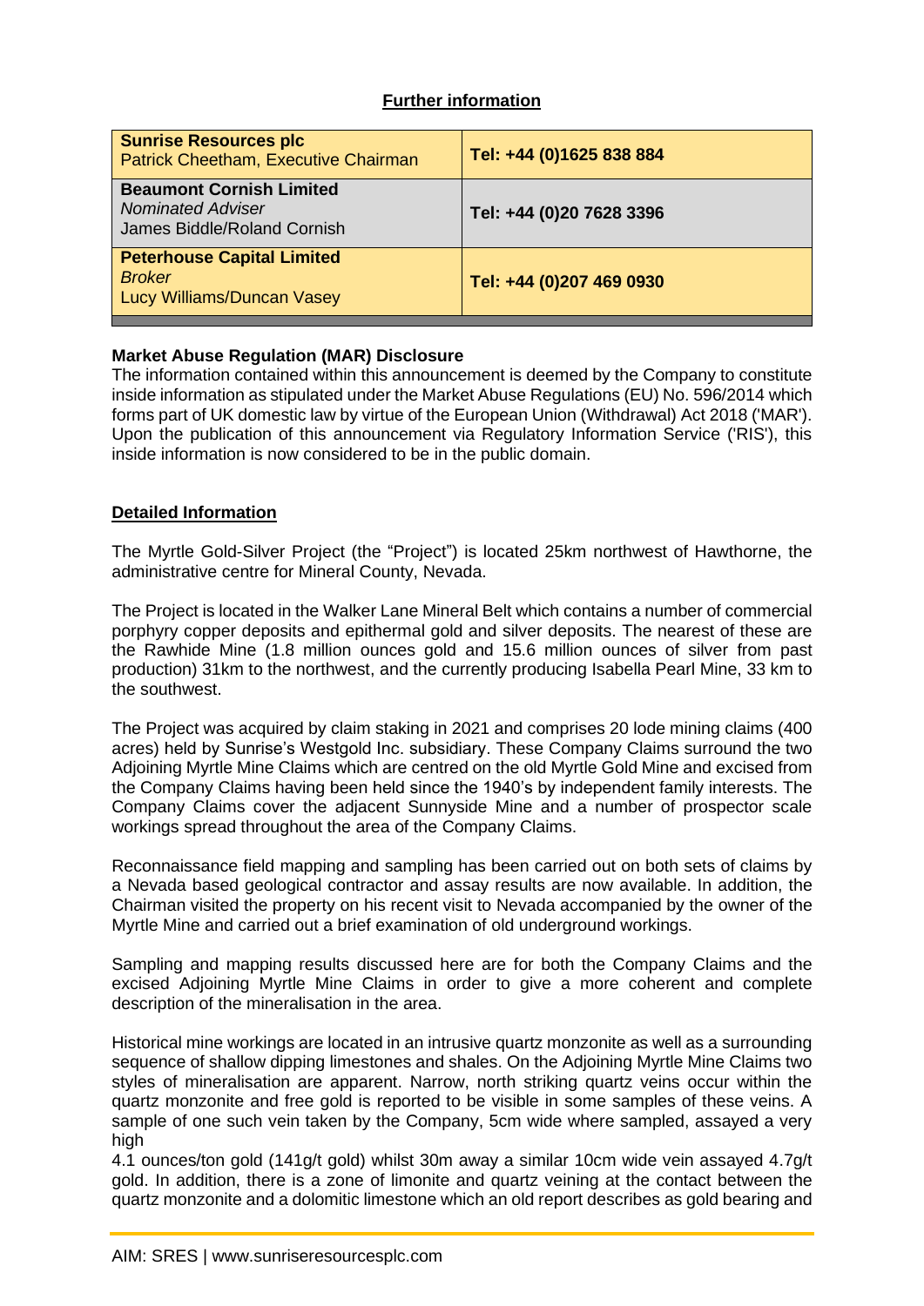## Further information

| | |
|---|---|
| **Sunrise Resources plc**<br>Patrick Cheetham, Executive Chairman | **Tel: +44 (0)1625 838 884** |
| **Beaumont Cornish Limited**<br>*Nominated Adviser*<br>James Biddle/Roland Cornish | **Tel: +44 (0)20 7628 3396** |
| **Peterhouse Capital Limited**<br>*Broker*<br>Lucy Williams/Duncan Vasey | **Tel: +44 (0)207 469 0930** |

**Market Abuse Regulation (MAR) Disclosure**

The information contained within this announcement is deemed by the Company to constitute inside information as stipulated under the Market Abuse Regulations (EU) No. 596/2014 which forms part of UK domestic law by virtue of the European Union (Withdrawal) Act 2018 ('MAR'). Upon the publication of this announcement via Regulatory Information Service ('RIS'), this inside information is now considered to be in the public domain.

## Detailed Information

The Myrtle Gold-Silver Project (the "Project") is located 25km northwest of Hawthorne, the administrative centre for Mineral County, Nevada.

The Project is located in the Walker Lane Mineral Belt which contains a number of commercial porphyry copper deposits and epithermal gold and silver deposits. The nearest of these are the Rawhide Mine (1.8 million ounces gold and 15.6 million ounces of silver from past production) 31km to the northwest, and the currently producing Isabella Pearl Mine, 33 km to the southwest.

The Project was acquired by claim staking in 2021 and comprises 20 lode mining claims (400 acres) held by Sunrise's Westgold Inc. subsidiary. These Company Claims surround the two Adjoining Myrtle Mine Claims which are centred on the old Myrtle Gold Mine and excised from the Company Claims having been held since the 1940's by independent family interests. The Company Claims cover the adjacent Sunnyside Mine and a number of prospector scale workings spread throughout the area of the Company Claims.

Reconnaissance field mapping and sampling has been carried out on both sets of claims by a Nevada based geological contractor and assay results are now available. In addition, the Chairman visited the property on his recent visit to Nevada accompanied by the owner of the Myrtle Mine and carried out a brief examination of old underground workings.

Sampling and mapping results discussed here are for both the Company Claims and the excised Adjoining Myrtle Mine Claims in order to give a more coherent and complete description of the mineralisation in the area.

Historical mine workings are located in an intrusive quartz monzonite as well as a surrounding sequence of shallow dipping limestones and shales. On the Adjoining Myrtle Mine Claims two styles of mineralisation are apparent. Narrow, north striking quartz veins occur within the quartz monzonite and free gold is reported to be visible in some samples of these veins. A sample of one such vein taken by the Company, 5cm wide where sampled, assayed a very high 4.1 ounces/ton gold (141g/t gold) whilst 30m away a similar 10cm wide vein assayed 4.7g/t gold. In addition, there is a zone of limonite and quartz veining at the contact between the quartz monzonite and a dolomitic limestone which an old report describes as gold bearing and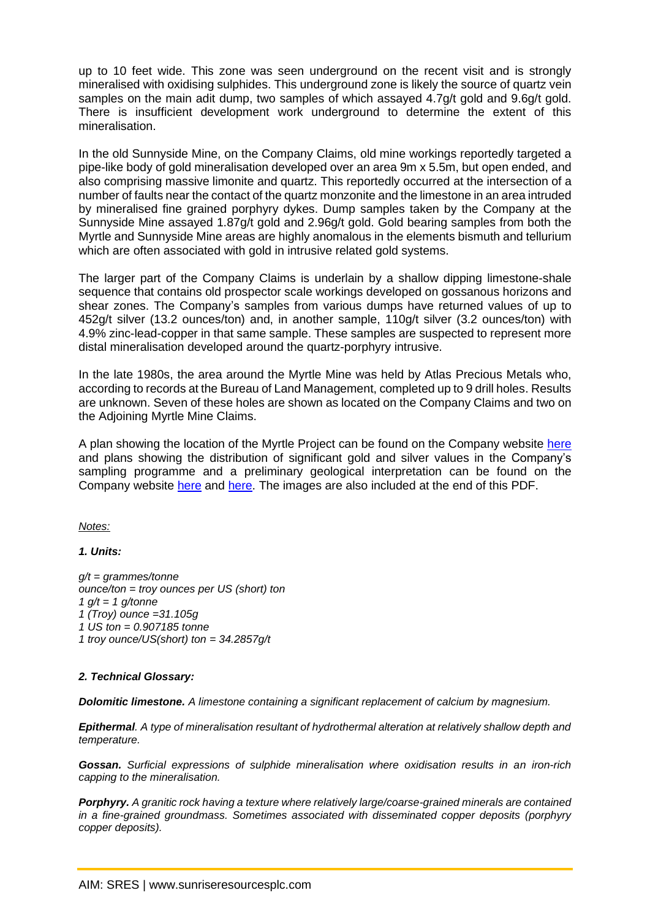up to 10 feet wide. This zone was seen underground on the recent visit and is strongly mineralised with oxidising sulphides. This underground zone is likely the source of quartz vein samples on the main adit dump, two samples of which assayed 4.7g/t gold and 9.6g/t gold. There is insufficient development work underground to determine the extent of this mineralisation.

In the old Sunnyside Mine, on the Company Claims, old mine workings reportedly targeted a pipe-like body of gold mineralisation developed over an area 9m x 5.5m, but open ended, and also comprising massive limonite and quartz. This reportedly occurred at the intersection of a number of faults near the contact of the quartz monzonite and the limestone in an area intruded by mineralised fine grained porphyry dykes. Dump samples taken by the Company at the Sunnyside Mine assayed 1.87g/t gold and 2.96g/t gold. Gold bearing samples from both the Myrtle and Sunnyside Mine areas are highly anomalous in the elements bismuth and tellurium which are often associated with gold in intrusive related gold systems.

The larger part of the Company Claims is underlain by a shallow dipping limestone-shale sequence that contains old prospector scale workings developed on gossanous horizons and shear zones. The Company's samples from various dumps have returned values of up to 452g/t silver (13.2 ounces/ton) and, in another sample, 110g/t silver (3.2 ounces/ton) with 4.9% zinc-lead-copper in that same sample. These samples are suspected to represent more distal mineralisation developed around the quartz-porphyry intrusive.

In the late 1980s, the area around the Myrtle Mine was held by Atlas Precious Metals who, according to records at the Bureau of Land Management, completed up to 9 drill holes. Results are unknown. Seven of these holes are shown as located on the Company Claims and two on the Adjoining Myrtle Mine Claims.

A plan showing the location of the Myrtle Project can be found on the Company website here and plans showing the distribution of significant gold and silver values in the Company's sampling programme and a preliminary geological interpretation can be found on the Company website here and here. The images are also included at the end of this PDF.

*Notes:*

***1. Units:***

*g/t = grammes/tonne*
*ounce/ton = troy ounces per US (short) ton*
*1 g/t = 1 g/tonne*
*1 (Troy) ounce =31.105g*
*1 US ton = 0.907185 tonne*
*1 troy ounce/US(short) ton = 34.2857g/t*

***2. Technical Glossary:***

***Dolomitic limestone.*** *A limestone containing a significant replacement of calcium by magnesium.*

***Epithermal****. A type of mineralisation resultant of hydrothermal alteration at relatively shallow depth and temperature.*

***Gossan.*** *Surficial expressions of sulphide mineralisation where oxidisation results in an iron-rich capping to the mineralisation.*

***Porphyry.*** *A granitic rock having a texture where relatively large/coarse-grained minerals are contained in a fine-grained groundmass. Sometimes associated with disseminated copper deposits (porphyry copper deposits).*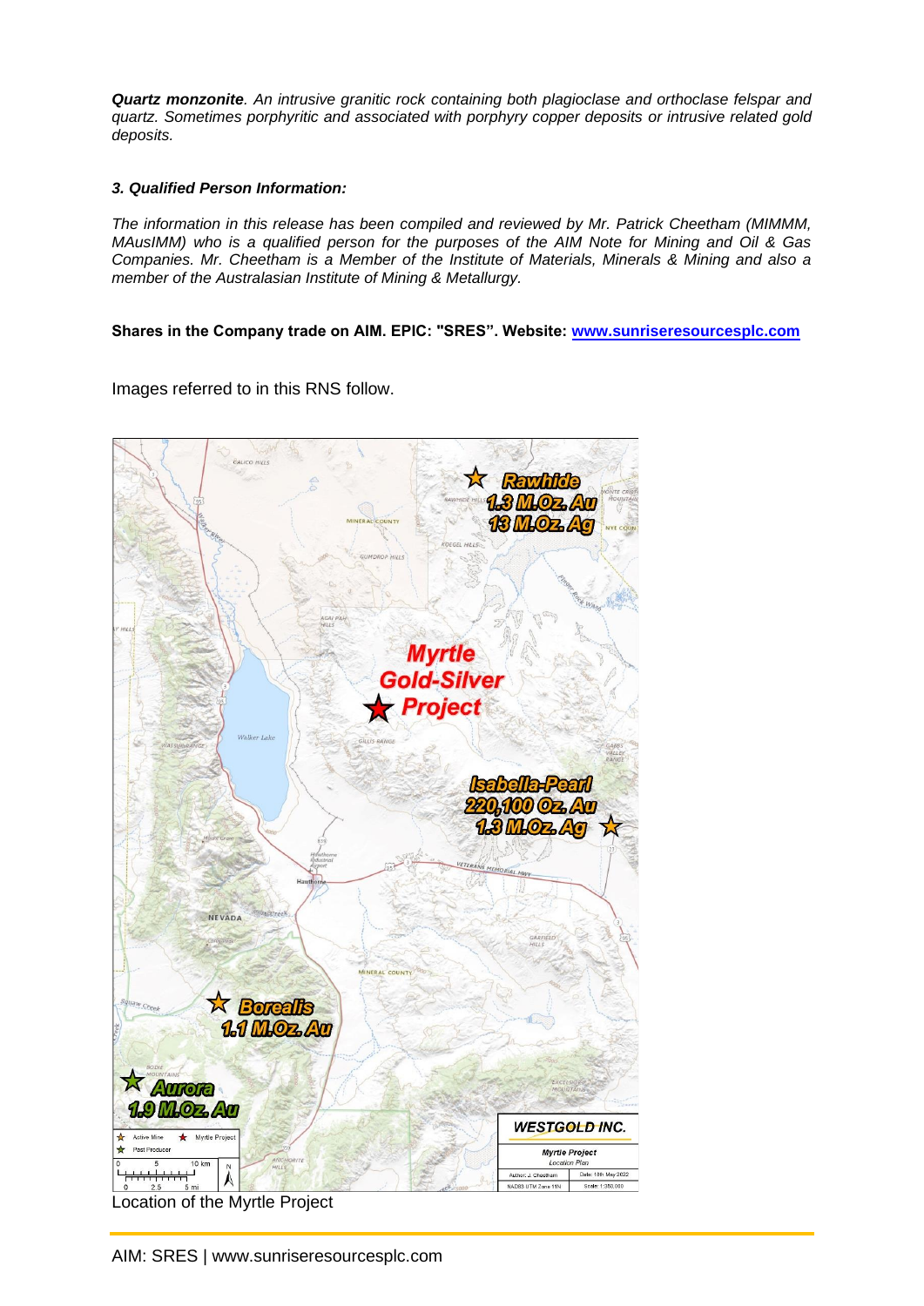***Quartz monzonite***. *An intrusive granitic rock containing both plagioclase and orthoclase felspar and quartz. Sometimes porphyritic and associated with porphyry copper deposits or intrusive related gold deposits.*

#### *3. Qualified Person Information:*

*The information in this release has been compiled and reviewed by Mr. Patrick Cheetham (MIMMM, MAusIMM) who is a qualified person for the purposes of the AIM Note for Mining and Oil & Gas Companies. Mr. Cheetham is a Member of the Institute of Materials, Minerals & Mining and also a member of the Australasian Institute of Mining & Metallurgy.*

**Shares in the Company trade on AIM. EPIC: "SRES". Website: [www.sunriseresourcesplc.com](http://www.sunriseresourcesplc.com)**

Images referred to in this RNS follow.

Location of the Myrtle Project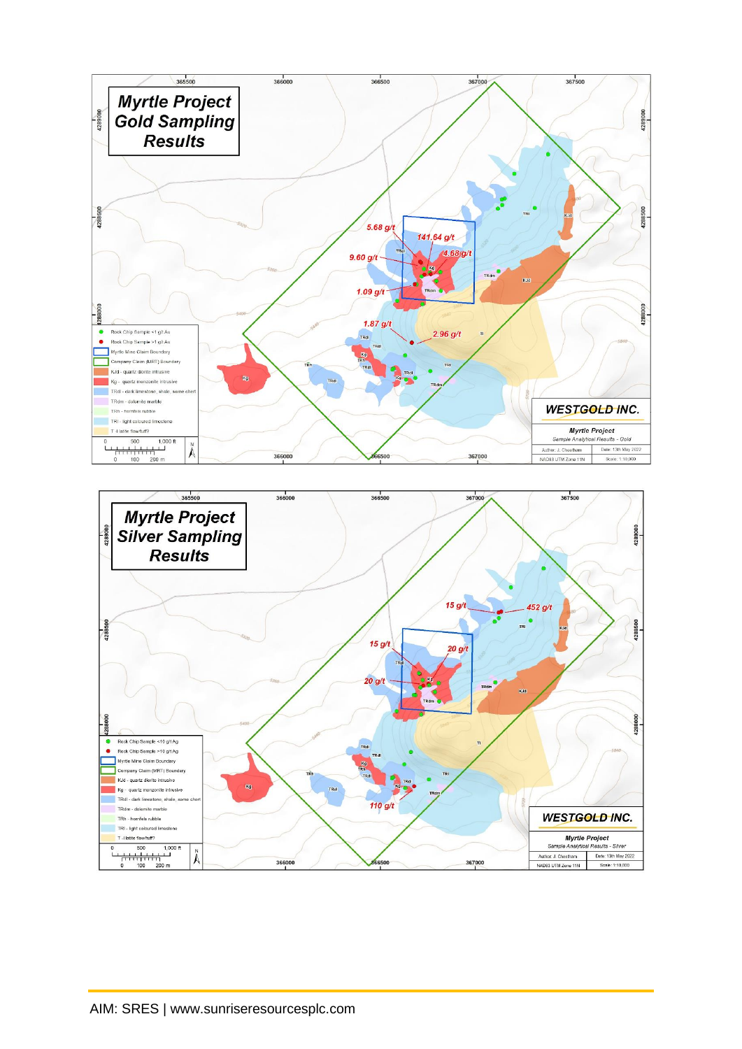**Myrtle Project Gold Sampling Results**

365500
366000
366500
367000
367500
4289000
4288500
4288000

5.68 g/t
141.64 g/t
4.68 g/t
9.60 g/t
1.09 g/t
1.87 g/t
2.96 g/t

TRdl
Kg
TRdm
TRl
KJd
Tl
TRh

Rock Chip Sample <1 g/t Au
Rock Chip Sample >1 g/t Au
Myrtle Mine Claim Boundary
Company Claim (MRT) Boundary
KJd - quartz diorite intrusive
Kg - quartz monzonite intrusive
TRdl - dark limestone, shale, some chert
TRdm - dolomite marble
TRh - hornfels rubble
TRl - light coloured limestone
T - latite flow/tuff?

0 500 1,000 ft
0 100 200 m
N

**WESTGOLD INC.**

Myrtle Project
Sample Analytical Results - Gold
Author: J. Cheetham
Date: 13th May 2022
NAD83 UTM Zone 11N
Scale: 1:10,000

**Myrtle Project Silver Sampling Results**

365500
366000
366500
367000
367500
4289000
4288500
4288000

15 g/t
452 g/t
15 g/t
20 g/t
20 g/t
110 g/t

TRdl
Kg
TRdm
TRl
KJd
Tl
TRh

Rock Chip Sample <10 g/t Ag
Rock Chip Sample >10 g/t Ag
Myrtle Mine Claim Boundary
Company Claim (MRT) Boundary
KJd - quartz diorite intrusive
Kg - quartz monzonite intrusive
TRdl - dark limestone, shale, some chert
TRdm - dolomite marble
TRh - hornfels rubble
TRl - light coloured limestone
T - latite flow/tuff?

0 500 1,000 ft
0 100 200 m
N

**WESTGOLD INC.**

Myrtle Project
Sample Analytical Results - Silver
Author: J. Cheetham
Date: 13th May 2022
NAD83 UTM Zone 11N
Scale: 1:10,000